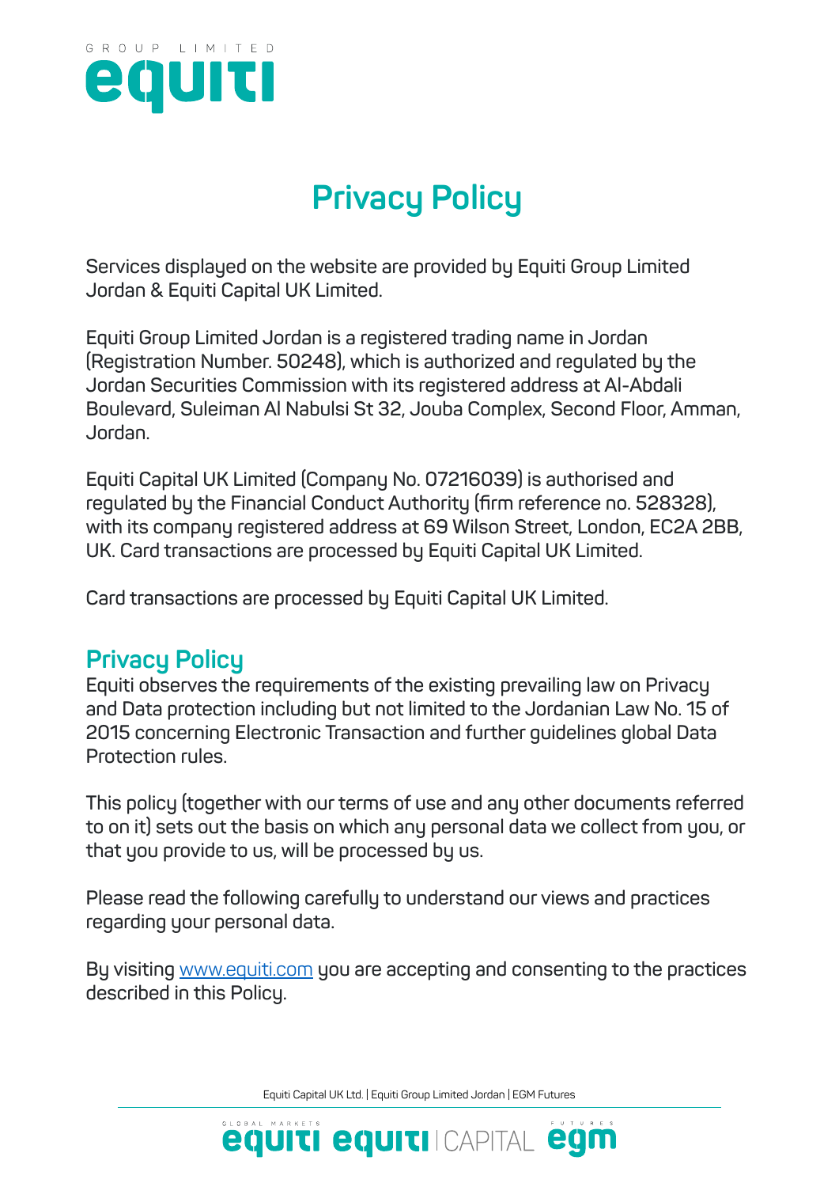# Privacy Policy

Services displayed on the website are provided by Equiti Group Limited Jordan & Equiti Capital UK Limited.

Equiti Group Limited Jordan is a registered trading name in Jordan (Registration Number. 50248), which is authorized and regulated by the Jordan Securities Commission with its registered address at Al-Abdali Boulevard, Suleiman Al Nabulsi St 32, Jouba Complex, Second Floor, Amman, Jordan.

Equiti Capital UK Limited (Company No. 07216039) is authorised and regulated by the Financial Conduct Authority (firm reference no. 528328), with its company registered address at 69 Wilson Street, London, EC2A 2BB, UK. Card transactions are processed by Equiti Capital UK Limited.

Card transactions are processed by Equiti Capital UK Limited.

## Privacy Policy

Equiti observes the requirements of the existing prevailing law on Privacy and Data protection including but not limited to the Jordanian Law No. 15 of 2015 concerning Electronic Transaction and further guidelines global Data Protection rules.

This policy (together with our terms of use and any other documents referred to on it) sets out the basis on which any personal data we collect from you, or that you provide to us, will be processed by us.

Please read the following carefully to understand our views and practices regarding your personal data.

By visiting [www.equiti.com](http://www.equiti.com) you are accepting and consenting to the practices described in this Policy.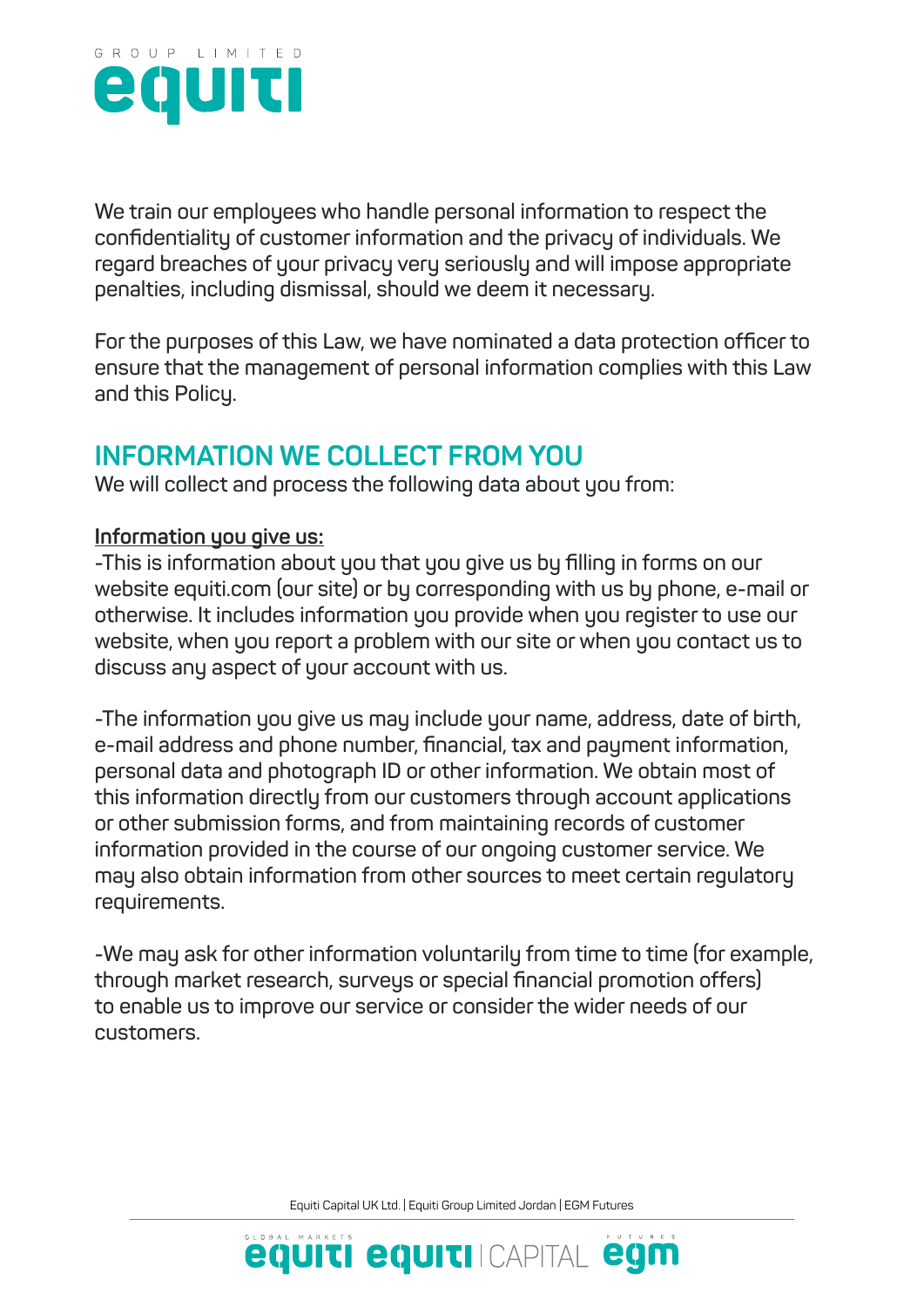We train our employees who handle personal information to respect the confidentiality of customer information and the privacy of individuals. We regard breaches of your privacy very seriously and will impose appropriate penalties, including dismissal, should we deem it necessary.

For the purposes of this Law, we have nominated a data protection officer to ensure that the management of personal information complies with this Law and this Policy.

## INFORMATION WE COLLECT FROM YOU

We will collect and process the following data about you from:

**Information you give us:**

-This is information about you that you give us by filling in forms on our website equiti.com (our site) or by corresponding with us by phone, e-mail or otherwise. It includes information you provide when you register to use our website, when you report a problem with our site or when you contact us to discuss any aspect of your account with us.

-The information you give us may include your name, address, date of birth, e-mail address and phone number, financial, tax and payment information, personal data and photograph ID or other information. We obtain most of this information directly from our customers through account applications or other submission forms, and from maintaining records of customer information provided in the course of our ongoing customer service. We may also obtain information from other sources to meet certain regulatory requirements.

-We may ask for other information voluntarily from time to time (for example, through market research, surveys or special financial promotion offers) to enable us to improve our service or consider the wider needs of our customers.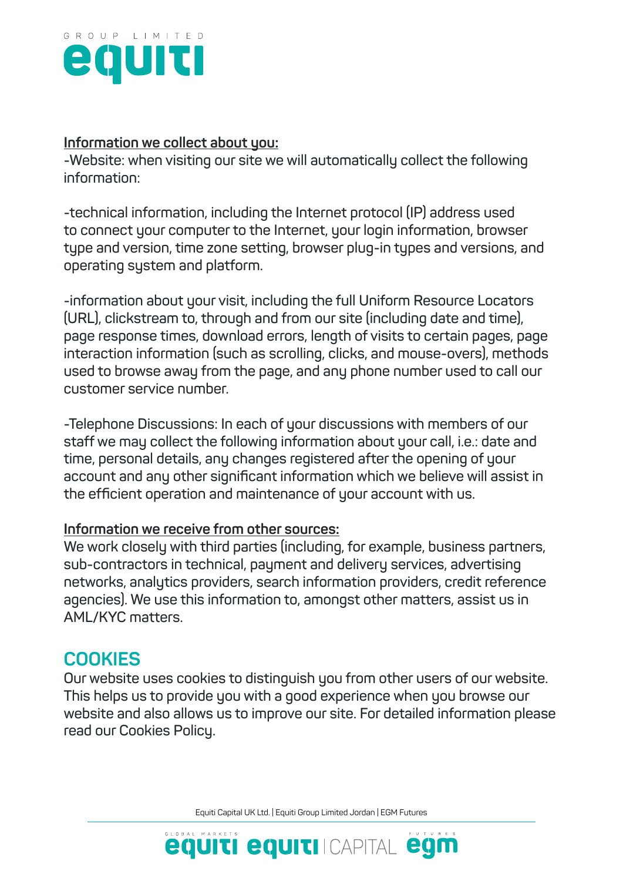**Information we collect about you:**
-Website: when visiting our site we will automatically collect the following information:

-technical information, including the Internet protocol (IP) address used to connect your computer to the Internet, your login information, browser type and version, time zone setting, browser plug-in types and versions, and operating system and platform.

-information about your visit, including the full Uniform Resource Locators (URL), clickstream to, through and from our site (including date and time), page response times, download errors, length of visits to certain pages, page interaction information (such as scrolling, clicks, and mouse-overs), methods used to browse away from the page, and any phone number used to call our customer service number.

-Telephone Discussions: In each of your discussions with members of our staff we may collect the following information about your call, i.e.: date and time, personal details, any changes registered after the opening of your account and any other significant information which we believe will assist in the efficient operation and maintenance of your account with us.

**Information we receive from other sources:**
We work closely with third parties (including, for example, business partners, sub-contractors in technical, payment and delivery services, advertising networks, analytics providers, search information providers, credit reference agencies). We use this information to, amongst other matters, assist us in AML/KYC matters.

## COOKIES

Our website uses cookies to distinguish you from other users of our website. This helps us to provide you with a good experience when you browse our website and also allows us to improve our site. For detailed information please read our Cookies Policy.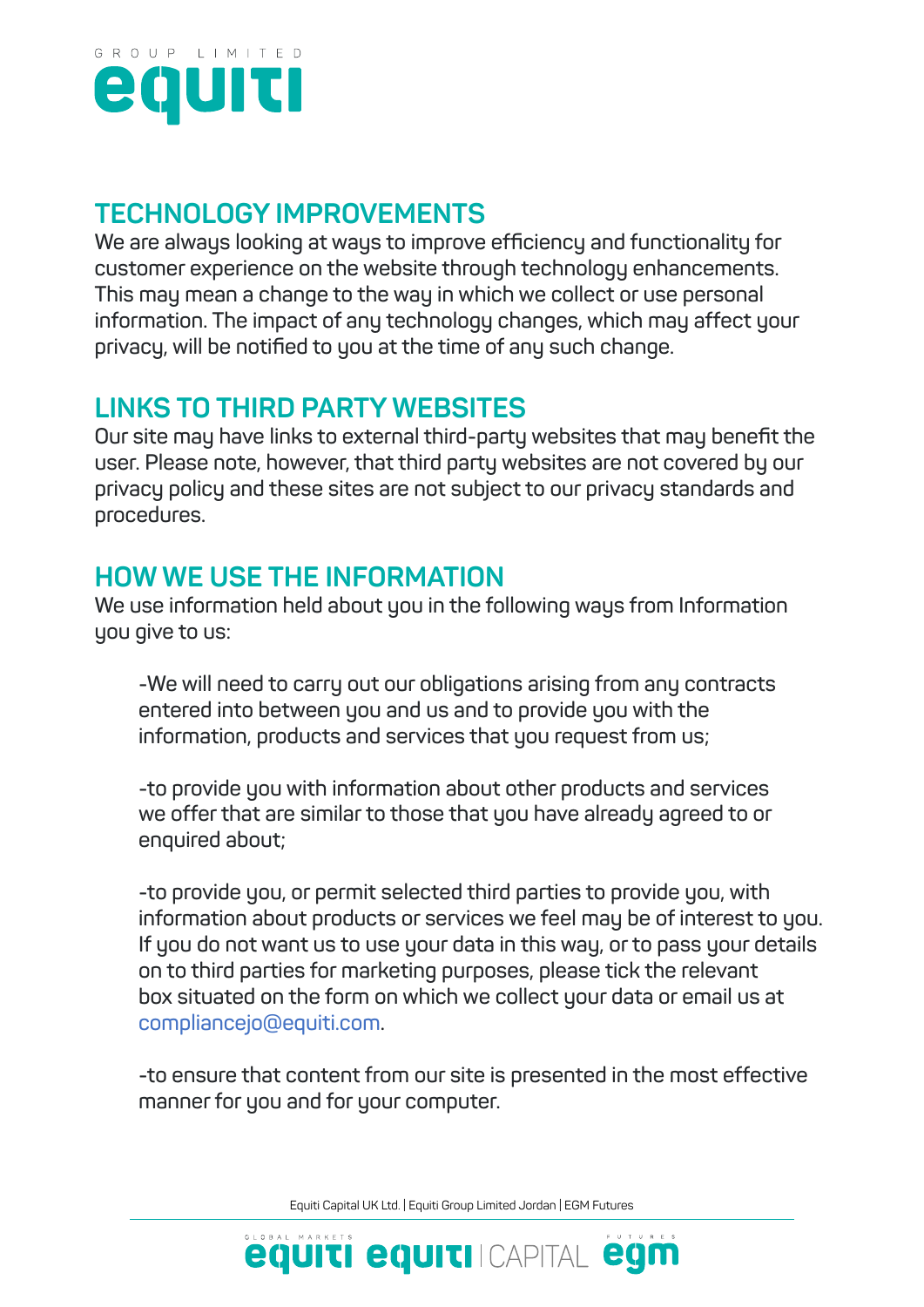## TECHNOLOGY IMPROVEMENTS

We are always looking at ways to improve efficiency and functionality for customer experience on the website through technology enhancements. This may mean a change to the way in which we collect or use personal information. The impact of any technology changes, which may affect your privacy, will be notified to you at the time of any such change.

## LINKS TO THIRD PARTY WEBSITES

Our site may have links to external third-party websites that may benefit the user. Please note, however, that third party websites are not covered by our privacy policy and these sites are not subject to our privacy standards and procedures.

## HOW WE USE THE INFORMATION

We use information held about you in the following ways from Information you give to us:

-We will need to carry out our obligations arising from any contracts entered into between you and us and to provide you with the information, products and services that you request from us;

-to provide you with information about other products and services we offer that are similar to those that you have already agreed to or enquired about;

-to provide you, or permit selected third parties to provide you, with information about products or services we feel may be of interest to you. If you do not want us to use your data in this way, or to pass your details on to third parties for marketing purposes, please tick the relevant box situated on the form on which we collect your data or email us at compliancejo@equiti.com.

-to ensure that content from our site is presented in the most effective manner for you and for your computer.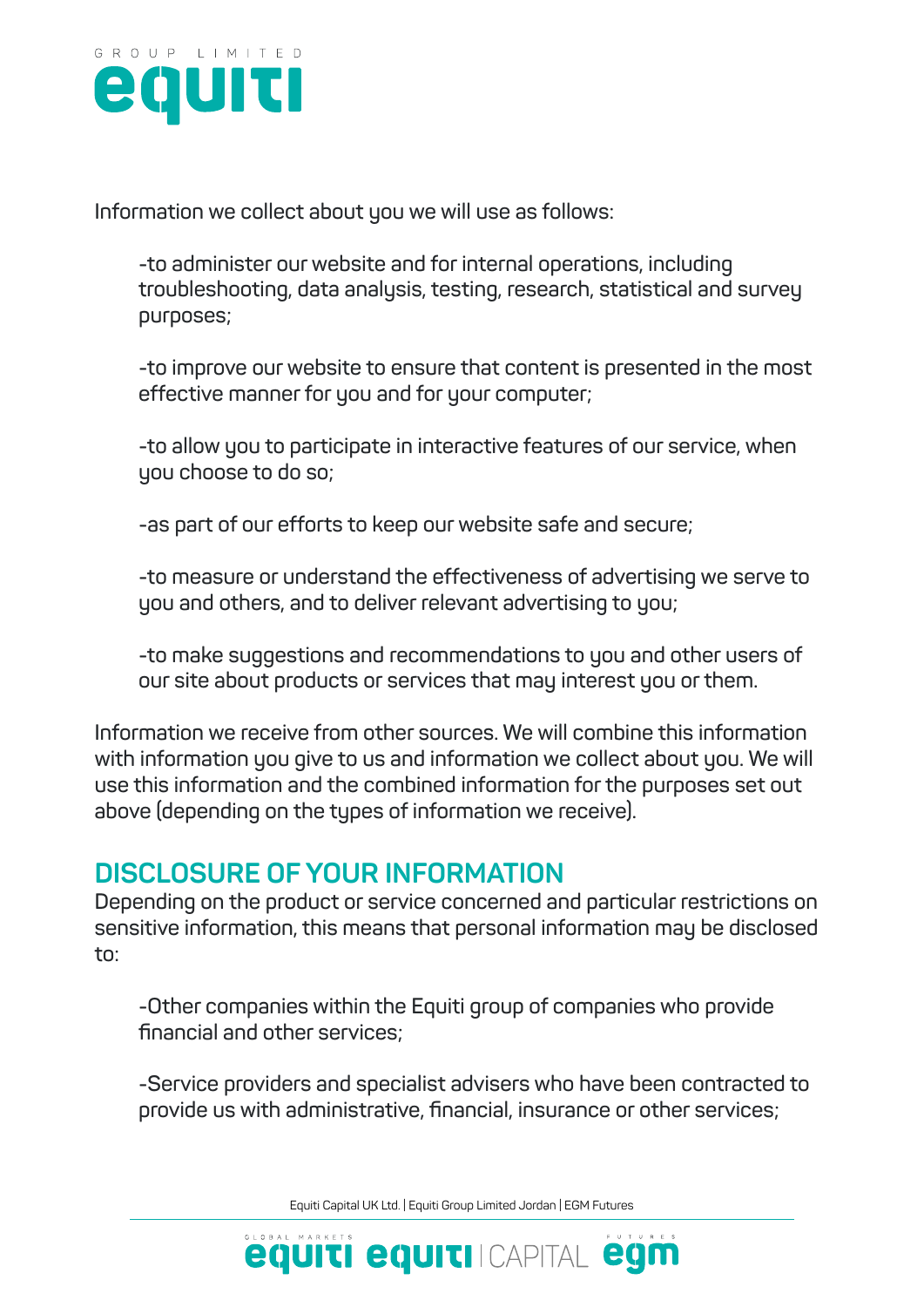Information we collect about you we will use as follows:

-to administer our website and for internal operations, including troubleshooting, data analysis, testing, research, statistical and survey purposes;

-to improve our website to ensure that content is presented in the most effective manner for you and for your computer;

-to allow you to participate in interactive features of our service, when you choose to do so;

-as part of our efforts to keep our website safe and secure;

-to measure or understand the effectiveness of advertising we serve to you and others, and to deliver relevant advertising to you;

-to make suggestions and recommendations to you and other users of our site about products or services that may interest you or them.

Information we receive from other sources. We will combine this information with information you give to us and information we collect about you. We will use this information and the combined information for the purposes set out above (depending on the types of information we receive).

## DISCLOSURE OF YOUR INFORMATION

Depending on the product or service concerned and particular restrictions on sensitive information, this means that personal information may be disclosed to:

-Other companies within the Equiti group of companies who provide financial and other services;

-Service providers and specialist advisers who have been contracted to provide us with administrative, financial, insurance or other services;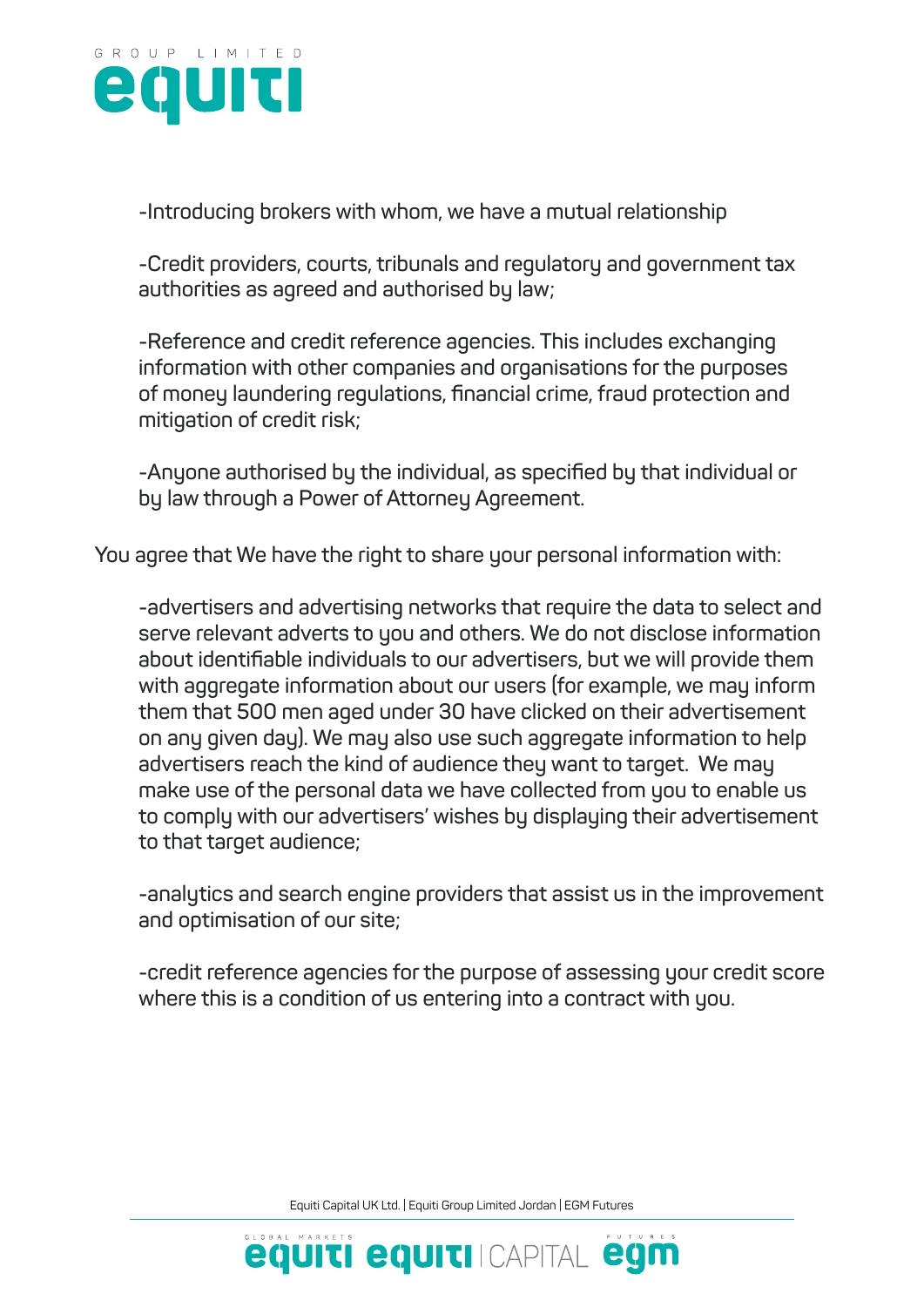-Introducing brokers with whom, we have a mutual relationship

-Credit providers, courts, tribunals and regulatory and government tax authorities as agreed and authorised by law;

-Reference and credit reference agencies. This includes exchanging information with other companies and organisations for the purposes of money laundering regulations, financial crime, fraud protection and mitigation of credit risk;

-Anyone authorised by the individual, as specified by that individual or by law through a Power of Attorney Agreement.

You agree that We have the right to share your personal information with:

-advertisers and advertising networks that require the data to select and serve relevant adverts to you and others. We do not disclose information about identifiable individuals to our advertisers, but we will provide them with aggregate information about our users (for example, we may inform them that 500 men aged under 30 have clicked on their advertisement on any given day). We may also use such aggregate information to help advertisers reach the kind of audience they want to target. We may make use of the personal data we have collected from you to enable us to comply with our advertisers' wishes by displaying their advertisement to that target audience;

-analytics and search engine providers that assist us in the improvement and optimisation of our site;

-credit reference agencies for the purpose of assessing your credit score where this is a condition of us entering into a contract with you.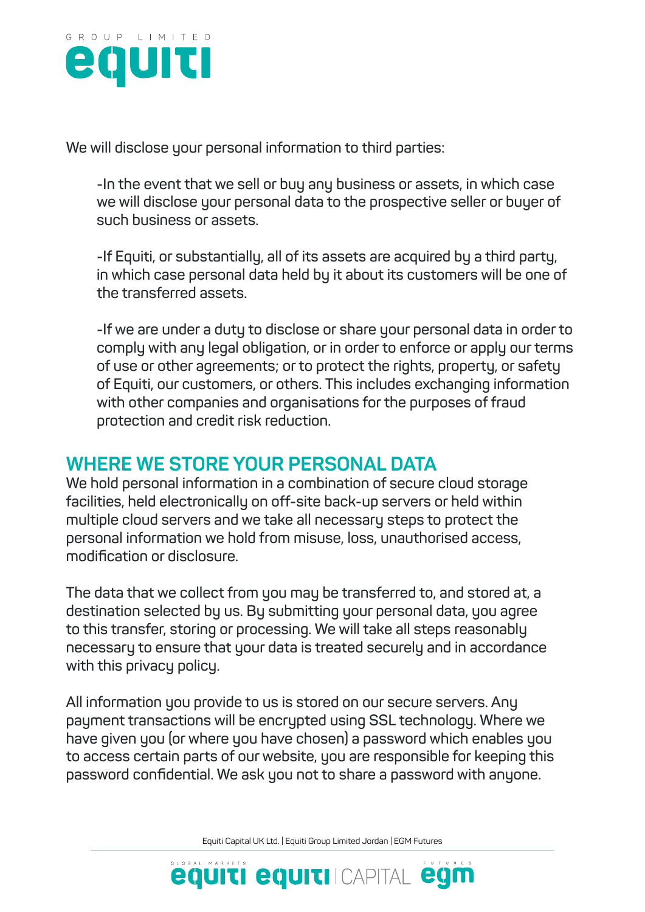We will disclose your personal information to third parties:

-In the event that we sell or buy any business or assets, in which case we will disclose your personal data to the prospective seller or buyer of such business or assets.

-If Equiti, or substantially, all of its assets are acquired by a third party, in which case personal data held by it about its customers will be one of the transferred assets.

-If we are under a duty to disclose or share your personal data in order to comply with any legal obligation, or in order to enforce or apply our terms of use or other agreements; or to protect the rights, property, or safety of Equiti, our customers, or others. This includes exchanging information with other companies and organisations for the purposes of fraud protection and credit risk reduction.

## WHERE WE STORE YOUR PERSONAL DATA

We hold personal information in a combination of secure cloud storage facilities, held electronically on off-site back-up servers or held within multiple cloud servers and we take all necessary steps to protect the personal information we hold from misuse, loss, unauthorised access, modification or disclosure.

The data that we collect from you may be transferred to, and stored at, a destination selected by us. By submitting your personal data, you agree to this transfer, storing or processing. We will take all steps reasonably necessary to ensure that your data is treated securely and in accordance with this privacy policy.

All information you provide to us is stored on our secure servers. Any payment transactions will be encrypted using SSL technology. Where we have given you (or where you have chosen) a password which enables you to access certain parts of our website, you are responsible for keeping this password confidential. We ask you not to share a password with anyone.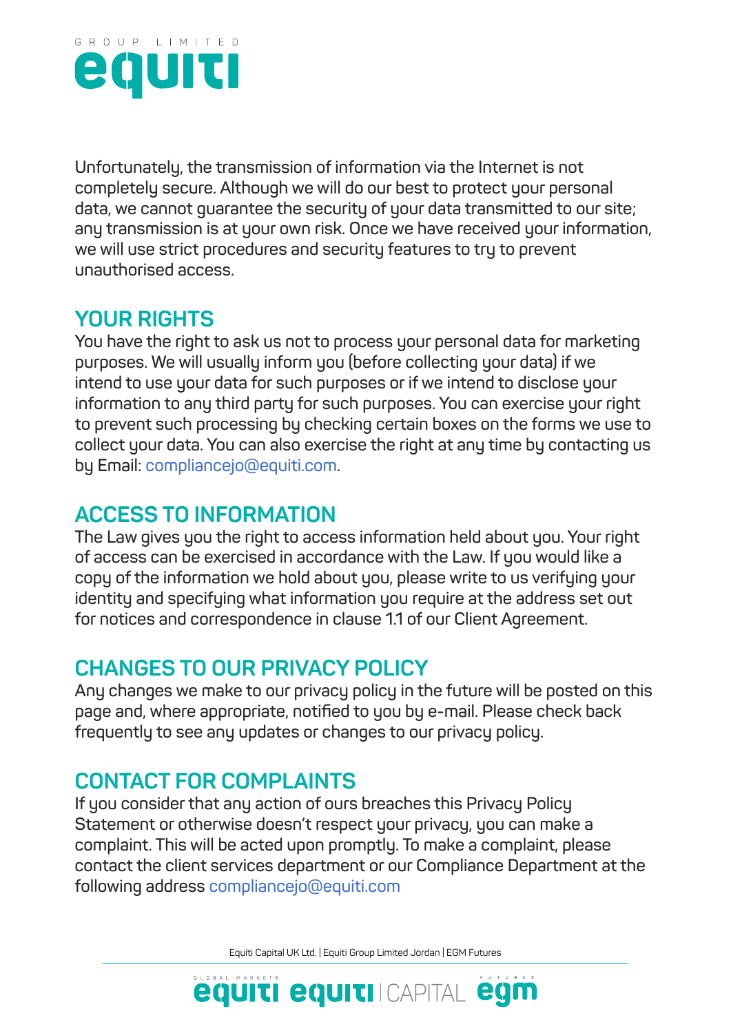Unfortunately, the transmission of information via the Internet is not completely secure. Although we will do our best to protect your personal data, we cannot guarantee the security of your data transmitted to our site; any transmission is at your own risk. Once we have received your information, we will use strict procedures and security features to try to prevent unauthorised access.

## YOUR RIGHTS

You have the right to ask us not to process your personal data for marketing purposes. We will usually inform you (before collecting your data) if we intend to use your data for such purposes or if we intend to disclose your information to any third party for such purposes. You can exercise your right to prevent such processing by checking certain boxes on the forms we use to collect your data. You can also exercise the right at any time by contacting us by Email: compliancejo@equiti.com.

## ACCESS TO INFORMATION

The Law gives you the right to access information held about you. Your right of access can be exercised in accordance with the Law. If you would like a copy of the information we hold about you, please write to us verifying your identity and specifying what information you require at the address set out for notices and correspondence in clause 1.1 of our Client Agreement.

## CHANGES TO OUR PRIVACY POLICY

Any changes we make to our privacy policy in the future will be posted on this page and, where appropriate, notified to you by e-mail. Please check back frequently to see any updates or changes to our privacy policy.

## CONTACT FOR COMPLAINTS

If you consider that any action of ours breaches this Privacy Policy Statement or otherwise doesn't respect your privacy, you can make a complaint. This will be acted upon promptly. To make a complaint, please contact the client services department or our Compliance Department at the following address compliancejo@equiti.com